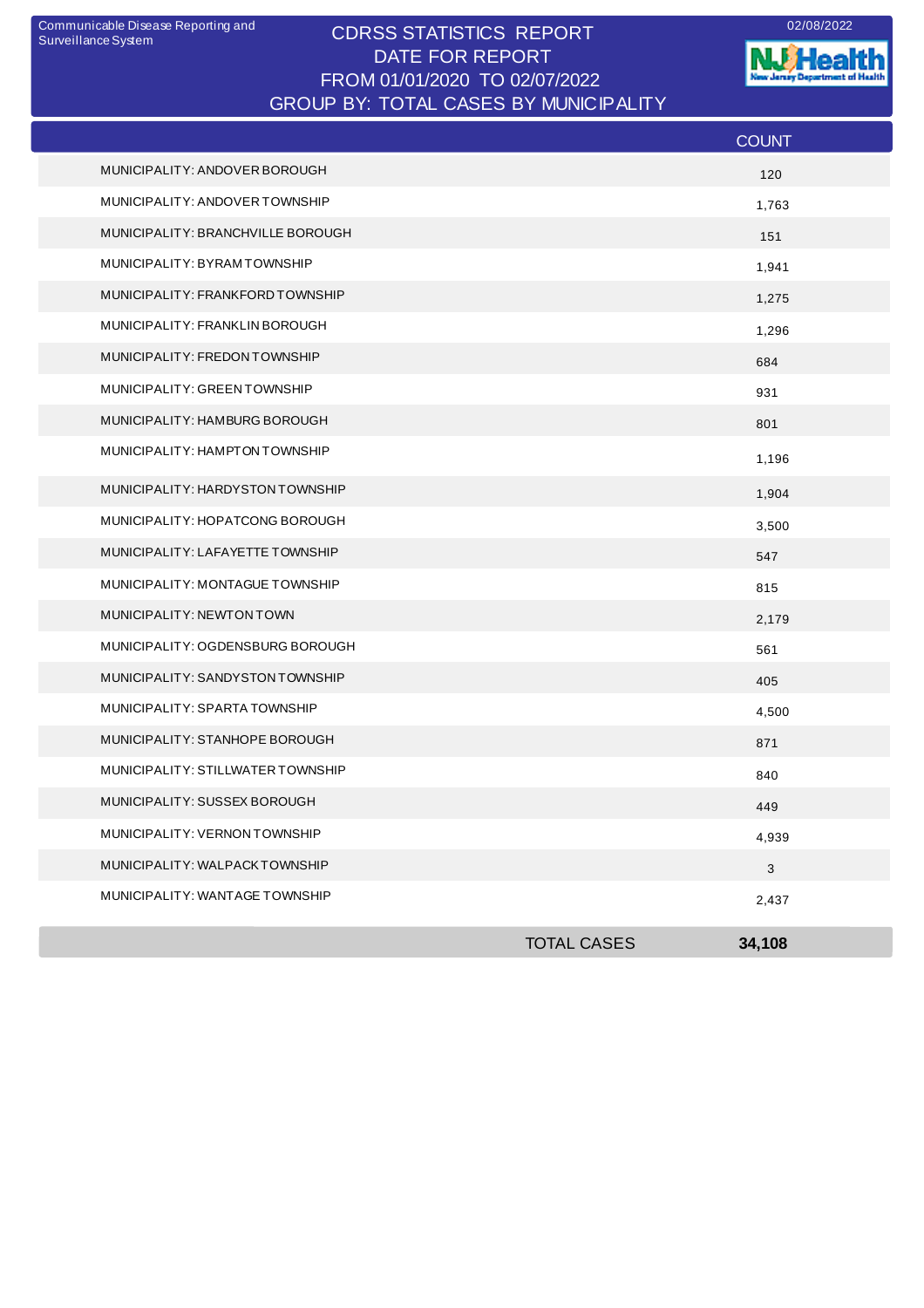Communicable Disease Reporting and Surveillance System

# CDRSS STATISTICS REPORT
## DATE FOR REPORT
## FROM 01/01/2020 TO 02/07/2022
## GROUP BY: TOTAL CASES BY MUNICIPALITY

02/08/2022

| | COUNT |
|---|---|
| MUNICIPALITY: ANDOVER BOROUGH | 120 |
| MUNICIPALITY: ANDOVER TOWNSHIP | 1,763 |
| MUNICIPALITY: BRANCHVILLE BOROUGH | 151 |
| MUNICIPALITY: BYRAM TOWNSHIP | 1,941 |
| MUNICIPALITY: FRANKFORD TOWNSHIP | 1,275 |
| MUNICIPALITY: FRANKLIN BOROUGH | 1,296 |
| MUNICIPALITY: FREDON TOWNSHIP | 684 |
| MUNICIPALITY: GREEN TOWNSHIP | 931 |
| MUNICIPALITY: HAMBURG BOROUGH | 801 |
| MUNICIPALITY: HAMPTON TOWNSHIP | 1,196 |
| MUNICIPALITY: HARDYSTON TOWNSHIP | 1,904 |
| MUNICIPALITY: HOPATCONG BOROUGH | 3,500 |
| MUNICIPALITY: LAFAYETTE TOWNSHIP | 547 |
| MUNICIPALITY: MONTAGUE TOWNSHIP | 815 |
| MUNICIPALITY: NEWTON TOWN | 2,179 |
| MUNICIPALITY: OGDENSBURG BOROUGH | 561 |
| MUNICIPALITY: SANDYSTON TOWNSHIP | 405 |
| MUNICIPALITY: SPARTA TOWNSHIP | 4,500 |
| MUNICIPALITY: STANHOPE BOROUGH | 871 |
| MUNICIPALITY: STILLWATER TOWNSHIP | 840 |
| MUNICIPALITY: SUSSEX BOROUGH | 449 |
| MUNICIPALITY: VERNON TOWNSHIP | 4,939 |
| MUNICIPALITY: WALPACK TOWNSHIP | 3 |
| MUNICIPALITY: WANTAGE TOWNSHIP | 2,437 |
| TOTAL CASES | **34,108** |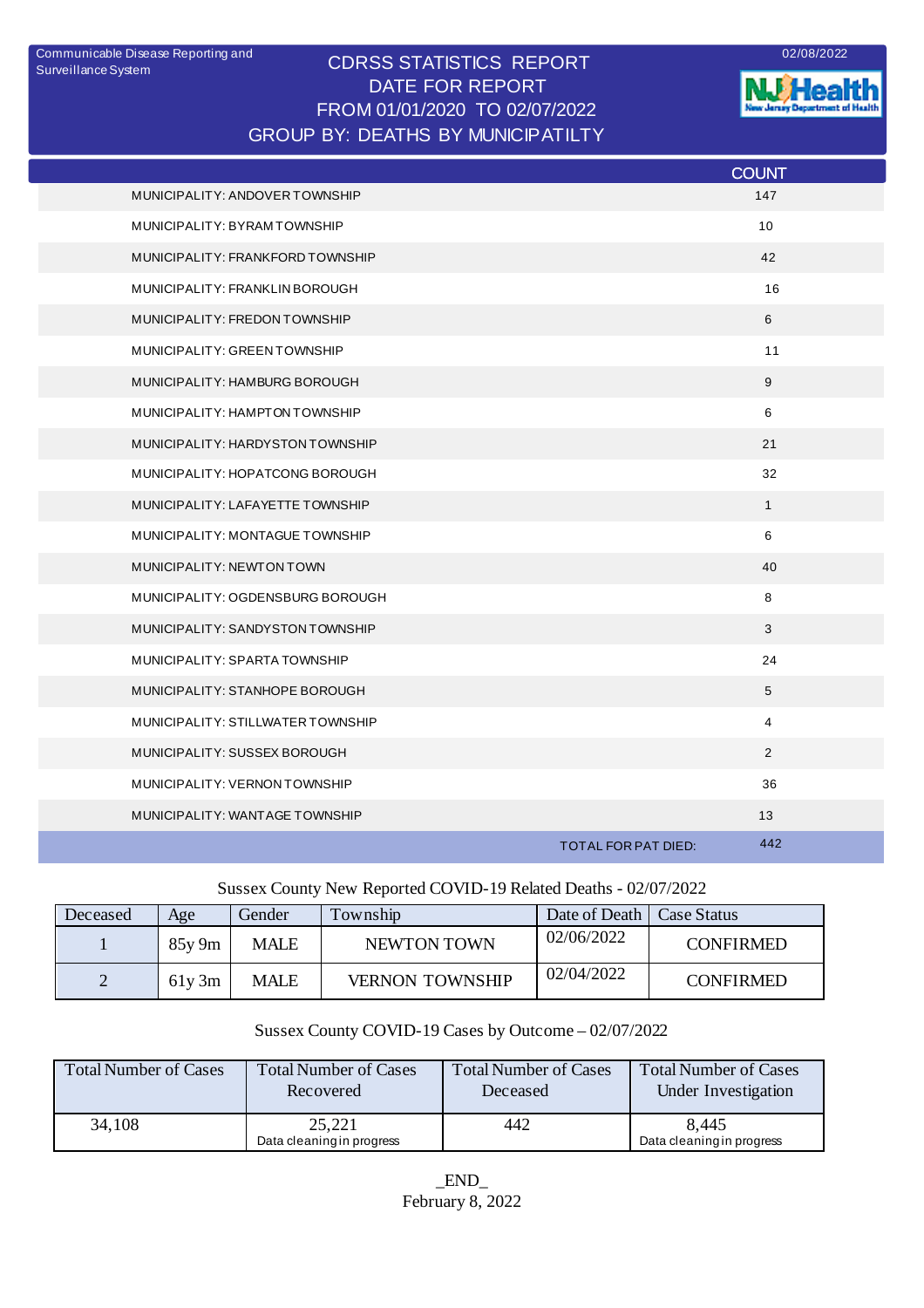Communicable Disease Reporting and Surveillance System

02/08/2022

# CDRSS STATISTICS REPORT
## DATE FOR REPORT
## FROM 01/01/2020 TO 02/07/2022
## GROUP BY: DEATHS BY MUNICIPATILTY

| | COUNT |
|---|---|
| MUNICIPALITY: ANDOVER TOWNSHIP | 147 |
| MUNICIPALITY: BYRAM TOWNSHIP | 10 |
| MUNICIPALITY: FRANKFORD TOWNSHIP | 42 |
| MUNICIPALITY: FRANKLIN BOROUGH | 16 |
| MUNICIPALITY: FREDON TOWNSHIP | 6 |
| MUNICIPALITY: GREEN TOWNSHIP | 11 |
| MUNICIPALITY: HAMBURG BOROUGH | 9 |
| MUNICIPALITY: HAMPTON TOWNSHIP | 6 |
| MUNICIPALITY: HARDYSTON TOWNSHIP | 21 |
| MUNICIPALITY: HOPATCONG BOROUGH | 32 |
| MUNICIPALITY: LAFAYETTE TOWNSHIP | 1 |
| MUNICIPALITY: MONTAGUE TOWNSHIP | 6 |
| MUNICIPALITY: NEWTON TOWN | 40 |
| MUNICIPALITY: OGDENSBURG BOROUGH | 8 |
| MUNICIPALITY: SANDYSTON TOWNSHIP | 3 |
| MUNICIPALITY: SPARTA TOWNSHIP | 24 |
| MUNICIPALITY: STANHOPE BOROUGH | 5 |
| MUNICIPALITY: STILLWATER TOWNSHIP | 4 |
| MUNICIPALITY: SUSSEX BOROUGH | 2 |
| MUNICIPALITY: VERNON TOWNSHIP | 36 |
| MUNICIPALITY: WANTAGE TOWNSHIP | 13 |
| TOTAL FOR PAT DIED: | 442 |

Sussex County New Reported COVID-19 Related Deaths - 02/07/2022

| Deceased | Age | Gender | Township | Date of Death | Case Status |
|---|---|---|---|---|---|
| 1 | 85y 9m | MALE | NEWTON TOWN | 02/06/2022 | CONFIRMED |
| 2 | 61y 3m | MALE | VERNON TOWNSHIP | 02/04/2022 | CONFIRMED |

Sussex County COVID-19 Cases by Outcome – 02/07/2022

| Total Number of Cases | Total Number of Cases Recovered | Total Number of Cases Deceased | Total Number of Cases Under Investigation |
|---|---|---|---|
| 34,108 | 25,221 Data cleaning in progress | 442 | 8,445 Data cleaning in progress |

_END_
February 8, 2022